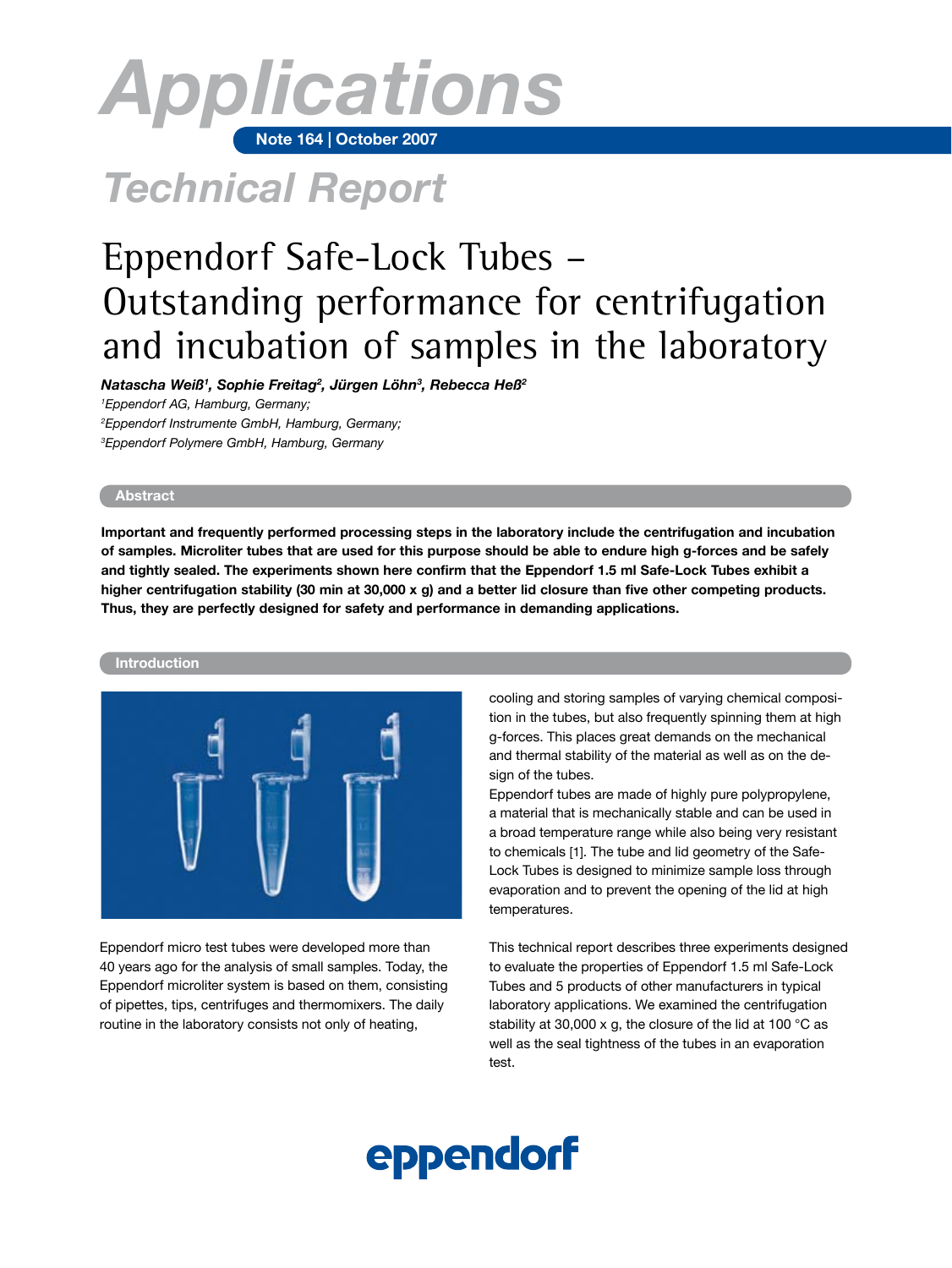# Applications

**Note 164 | October 2007**

## Technical Report

# Eppendorf Safe-Lock Tubes – Outstanding performance for centrifugation and incubation of samples in the laboratory

***Natascha Weiß[1], Sophie Freitag[2], Jürgen Löhn[3], Rebecca Heß[2]***

*[1]Eppendorf AG, Hamburg, Germany;*
*[2]Eppendorf Instrumente GmbH, Hamburg, Germany;*
*[3]Eppendorf Polymere GmbH, Hamburg, Germany*

## Abstract

**Important and frequently performed processing steps in the laboratory include the centrifugation and incubation of samples. Microliter tubes that are used for this purpose should be able to endure high g-forces and be safely and tightly sealed. The experiments shown here confirm that the Eppendorf 1.5 ml Safe-Lock Tubes exhibit a higher centrifugation stability (30 min at 30,000 x g) and a better lid closure than five other competing products. Thus, they are perfectly designed for safety and performance in demanding applications.**

## Introduction

Eppendorf micro test tubes were developed more than 40 years ago for the analysis of small samples. Today, the Eppendorf microliter system is based on them, consisting of pipettes, tips, centrifuges and thermomixers. The daily routine in the laboratory consists not only of heating, cooling and storing samples of varying chemical composition in the tubes, but also frequently spinning them at high g-forces. This places great demands on the mechanical and thermal stability of the material as well as on the design of the tubes.

Eppendorf tubes are made of highly pure polypropylene, a material that is mechanically stable and can be used in a broad temperature range while also being very resistant to chemicals [1]. The tube and lid geometry of the Safe-Lock Tubes is designed to minimize sample loss through evaporation and to prevent the opening of the lid at high temperatures.

This technical report describes three experiments designed to evaluate the properties of Eppendorf 1.5 ml Safe-Lock Tubes and 5 products of other manufacturers in typical laboratory applications. We examined the centrifugation stability at 30,000 x g, the closure of the lid at 100 °C as well as the seal tightness of the tubes in an evaporation test.

eppendorf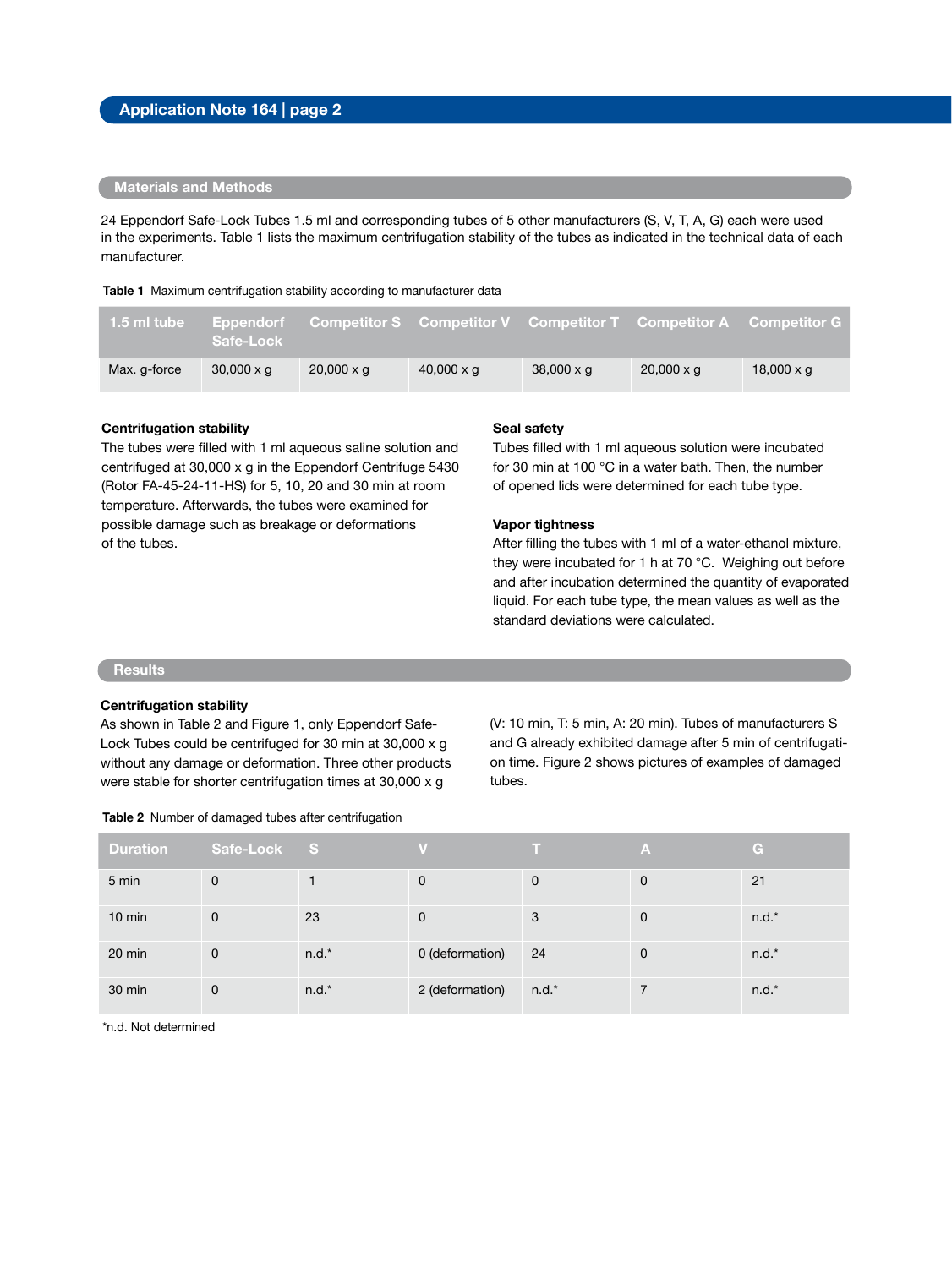## Materials and Methods

24 Eppendorf Safe-Lock Tubes 1.5 ml and corresponding tubes of 5 other manufacturers (S, V, T, A, G) each were used in the experiments. Table 1 lists the maximum centrifugation stability of the tubes as indicated in the technical data of each manufacturer.

**Table 1** Maximum centrifugation stability according to manufacturer data

| 1.5 ml tube | Eppendorf Safe-Lock | Competitor S | Competitor V | Competitor T | Competitor A | Competitor G |
|---|---|---|---|---|---|---|
| Max. g-force | 30,000 x g | 20,000 x g | 40,000 x g | 38,000 x g | 20,000 x g | 18,000 x g |

### Centrifugation stability

The tubes were filled with 1 ml aqueous saline solution and centrifuged at 30,000 x g in the Eppendorf Centrifuge 5430 (Rotor FA-45-24-11-HS) for 5, 10, 20 and 30 min at room temperature. Afterwards, the tubes were examined for possible damage such as breakage or deformations of the tubes.

### Seal safety

Tubes filled with 1 ml aqueous solution were incubated for 30 min at 100 °C in a water bath. Then, the number of opened lids were determined for each tube type.

### Vapor tightness

After filling the tubes with 1 ml of a water-ethanol mixture, they were incubated for 1 h at 70 °C. Weighing out before and after incubation determined the quantity of evaporated liquid. For each tube type, the mean values as well as the standard deviations were calculated.

## Results

### Centrifugation stability

As shown in Table 2 and Figure 1, only Eppendorf Safe-Lock Tubes could be centrifuged for 30 min at 30,000 x g without any damage or deformation. Three other products were stable for shorter centrifugation times at 30,000 x g (V: 10 min, T: 5 min, A: 20 min). Tubes of manufacturers S and G already exhibited damage after 5 min of centrifugation time. Figure 2 shows pictures of examples of damaged tubes.

**Table 2** Number of damaged tubes after centrifugation

| Duration | Safe-Lock | S | V | T | A | G |
|---|---|---|---|---|---|---|
| 5 min | 0 | 1 | 0 | 0 | 0 | 21 |
| 10 min | 0 | 23 | 0 | 3 | 0 | n.d.* |
| 20 min | 0 | n.d.* | 0 (deformation) | 24 | 0 | n.d.* |
| 30 min | 0 | n.d.* | 2 (deformation) | n.d.* | 7 | n.d.* |

*n.d. Not determined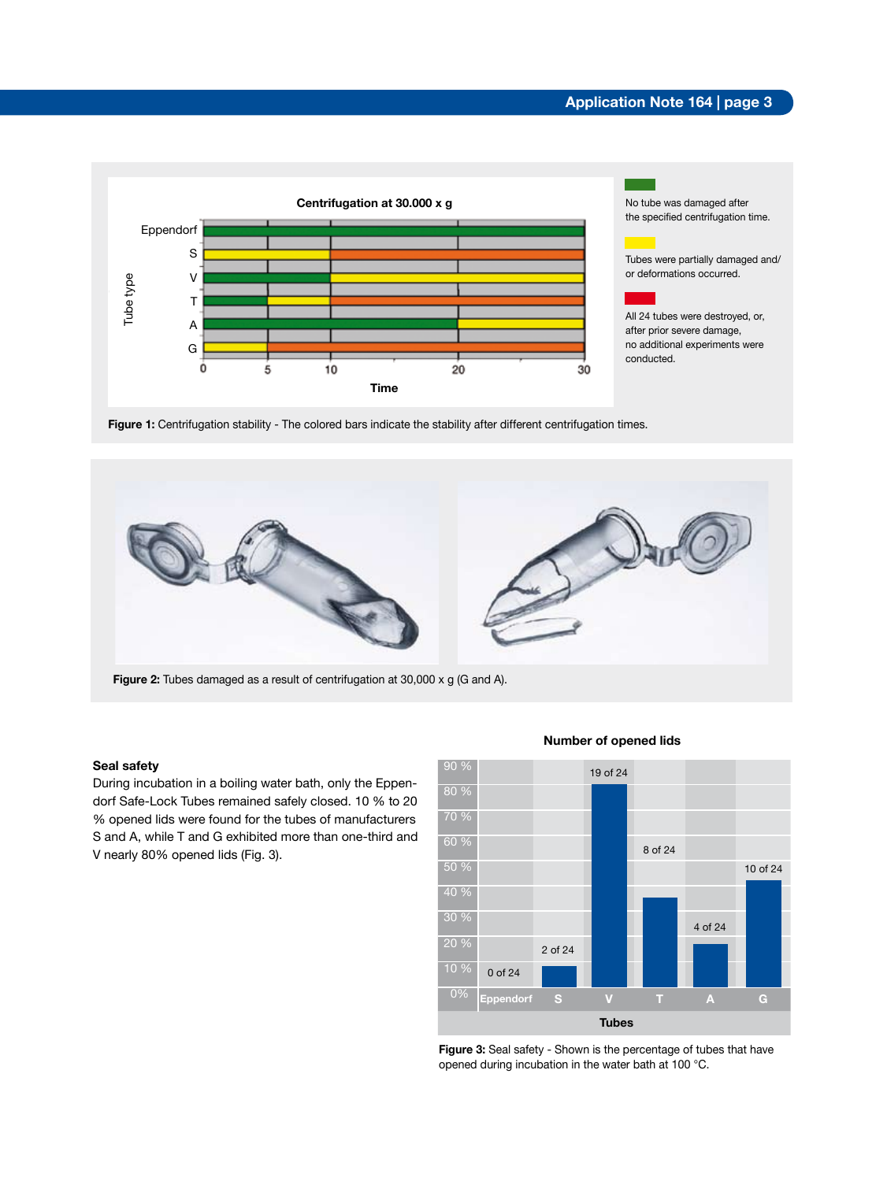Centrifugation at 30.000 x g

Tube type

Eppendorf

S

V

T

A

G

0 5 10 20 30

Time

No tube was damaged after the specified centrifugation time.

Tubes were partially damaged and/ or deformations occurred.

All 24 tubes were destroyed, or, after prior severe damage, no additional experiments were conducted.

**Figure 1:** Centrifugation stability - The colored bars indicate the stability after different centrifugation times.

**Figure 2:** Tubes damaged as a result of centrifugation at 30,000 x g (G and A).

## Seal safety

During incubation in a boiling water bath, only the Eppendorf Safe-Lock Tubes remained safely closed. 10 % to 20 % opened lids were found for the tubes of manufacturers S and A, while T and G exhibited more than one-third and V nearly 80% opened lids (Fig. 3).

Number of opened lids

90 %
80 %
70 %
60 %
50 %
40 %
30 %
20 %
10 %
0%

0 of 24
2 of 24
19 of 24
8 of 24
4 of 24
10 of 24

Eppendorf S V T A G

Tubes

**Figure 3:** Seal safety - Shown is the percentage of tubes that have opened during incubation in the water bath at 100 °C.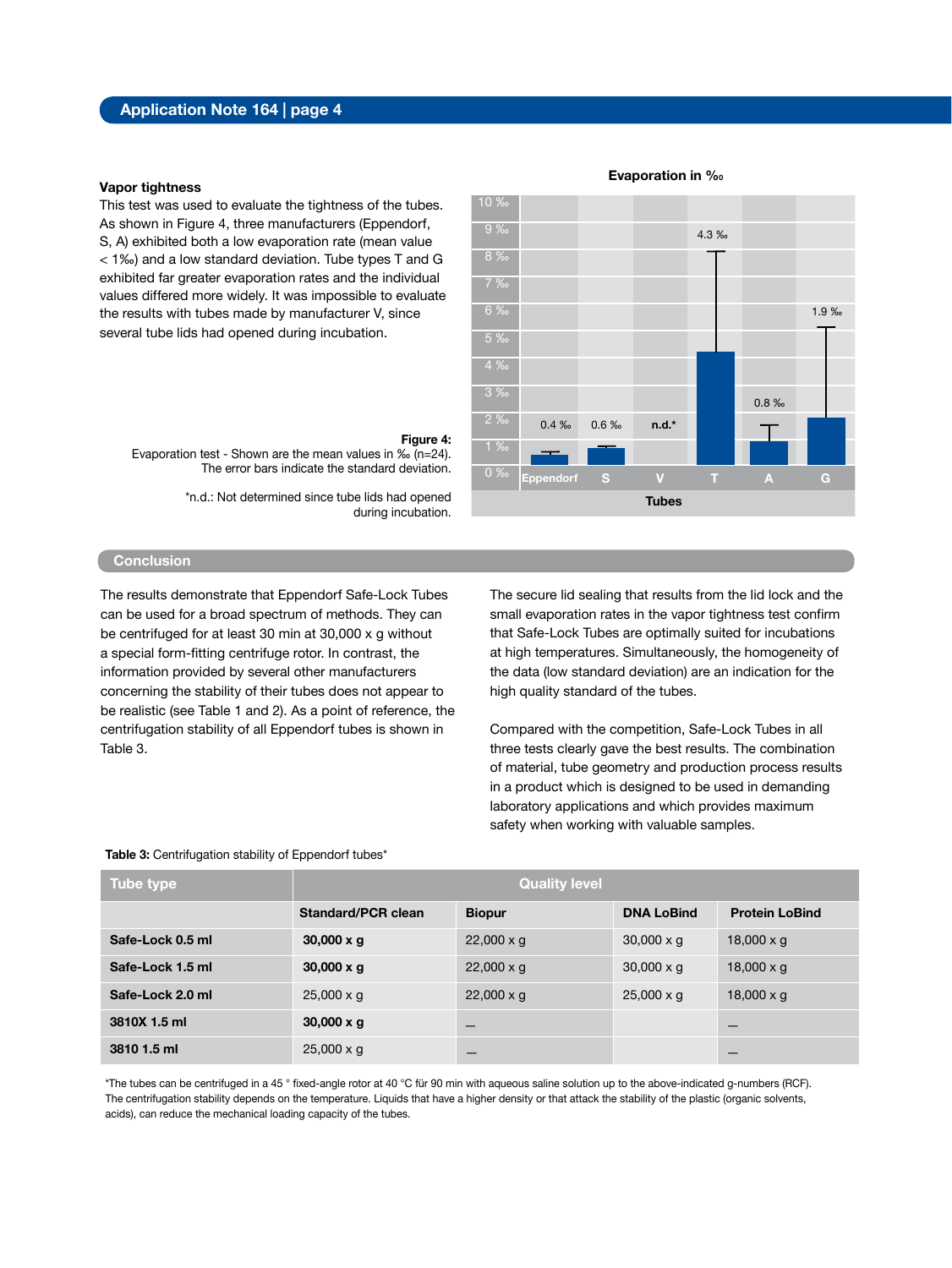### Vapor tightness

This test was used to evaluate the tightness of the tubes. As shown in Figure 4, three manufacturers (Eppendorf, S, A) exhibited both a low evaporation rate (mean value < 1‰) and a low standard deviation. Tube types T and G exhibited far greater evaporation rates and the individual values differed more widely. It was impossible to evaluate the results with tubes made by manufacturer V, since several tube lids had opened during incubation.

Evaporation in ‰

10 ‰
9 ‰
8 ‰
7 ‰
6 ‰
5 ‰
4 ‰
3 ‰
2 ‰
1 ‰
0 ‰

0.4 ‰
0.6 ‰
n.d.*
4.3 ‰
0.8 ‰
1.9 ‰

Eppendorf
S
V
T
A
G

Tubes

**Figure 4:**
Evaporation test - Shown are the mean values in ‰ (n=24). The error bars indicate the standard deviation.

*n.d.: Not determined since tube lids had opened during incubation.

## Conclusion

The results demonstrate that Eppendorf Safe-Lock Tubes can be used for a broad spectrum of methods. They can be centrifuged for at least 30 min at 30,000 x g without a special form-fitting centrifuge rotor. In contrast, the information provided by several other manufacturers concerning the stability of their tubes does not appear to be realistic (see Table 1 and 2). As a point of reference, the centrifugation stability of all Eppendorf tubes is shown in Table 3.

The secure lid sealing that results from the lid lock and the small evaporation rates in the vapor tightness test confirm that Safe-Lock Tubes are optimally suited for incubations at high temperatures. Simultaneously, the homogeneity of the data (low standard deviation) are an indication for the high quality standard of the tubes.

Compared with the competition, Safe-Lock Tubes in all three tests clearly gave the best results. The combination of material, tube geometry and production process results in a product which is designed to be used in demanding laboratory applications and which provides maximum safety when working with valuable samples.

**Table 3:** Centrifugation stability of Eppendorf tubes*

| Tube type | Quality level | | | |
|---|---|---|---|---|
| | **Standard/PCR clean** | **Biopur** | **DNA LoBind** | **Protein LoBind** |
| **Safe-Lock 0.5 ml** | **30,000 x g** | 22,000 x g | 30,000 x g | 18,000 x g |
| **Safe-Lock 1.5 ml** | **30,000 x g** | 22,000 x g | 30,000 x g | 18,000 x g |
| **Safe-Lock 2.0 ml** | 25,000 x g | 22,000 x g | 25,000 x g | 18,000 x g |
| **3810X 1.5 ml** | **30,000 x g** | – | | – |
| **3810 1.5 ml** | 25,000 x g | – | | – |

*The tubes can be centrifuged in a 45 ° fixed-angle rotor at 40 °C für 90 min with aqueous saline solution up to the above-indicated g-numbers (RCF). The centrifugation stability depends on the temperature. Liquids that have a higher density or that attack the stability of the plastic (organic solvents, acids), can reduce the mechanical loading capacity of the tubes.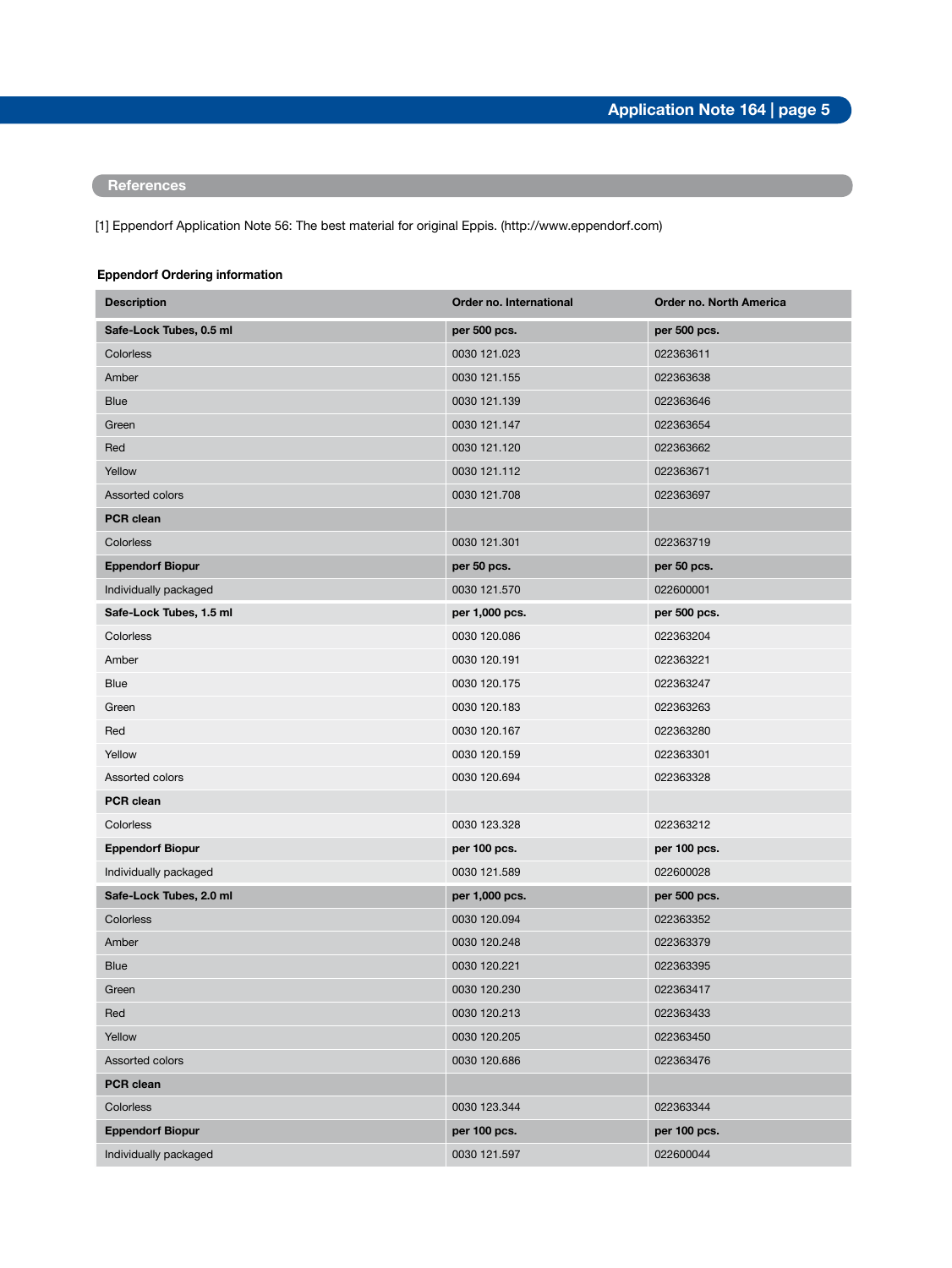## References

[1] Eppendorf Application Note 56: The best material for original Eppis. (http://www.eppendorf.com)

**Eppendorf Ordering information**

| Description | Order no. International | Order no. North America |
|---|---|---|
| **Safe-Lock Tubes, 0.5 ml** | **per 500 pcs.** | **per 500 pcs.** |
| Colorless | 0030 121.023 | 022363611 |
| Amber | 0030 121.155 | 022363638 |
| Blue | 0030 121.139 | 022363646 |
| Green | 0030 121.147 | 022363654 |
| Red | 0030 121.120 | 022363662 |
| Yellow | 0030 121.112 | 022363671 |
| Assorted colors | 0030 121.708 | 022363697 |
| **PCR clean** | | |
| Colorless | 0030 121.301 | 022363719 |
| **Eppendorf Biopur** | **per 50 pcs.** | **per 50 pcs.** |
| Individually packaged | 0030 121.570 | 022600001 |
| **Safe-Lock Tubes, 1.5 ml** | **per 1,000 pcs.** | **per 500 pcs.** |
| Colorless | 0030 120.086 | 022363204 |
| Amber | 0030 120.191 | 022363221 |
| Blue | 0030 120.175 | 022363247 |
| Green | 0030 120.183 | 022363263 |
| Red | 0030 120.167 | 022363280 |
| Yellow | 0030 120.159 | 022363301 |
| Assorted colors | 0030 120.694 | 022363328 |
| **PCR clean** | | |
| Colorless | 0030 123.328 | 022363212 |
| **Eppendorf Biopur** | **per 100 pcs.** | **per 100 pcs.** |
| Individually packaged | 0030 121.589 | 022600028 |
| **Safe-Lock Tubes, 2.0 ml** | **per 1,000 pcs.** | **per 500 pcs.** |
| Colorless | 0030 120.094 | 022363352 |
| Amber | 0030 120.248 | 022363379 |
| Blue | 0030 120.221 | 022363395 |
| Green | 0030 120.230 | 022363417 |
| Red | 0030 120.213 | 022363433 |
| Yellow | 0030 120.205 | 022363450 |
| Assorted colors | 0030 120.686 | 022363476 |
| **PCR clean** | | |
| Colorless | 0030 123.344 | 022363344 |
| **Eppendorf Biopur** | **per 100 pcs.** | **per 100 pcs.** |
| Individually packaged | 0030 121.597 | 022600044 |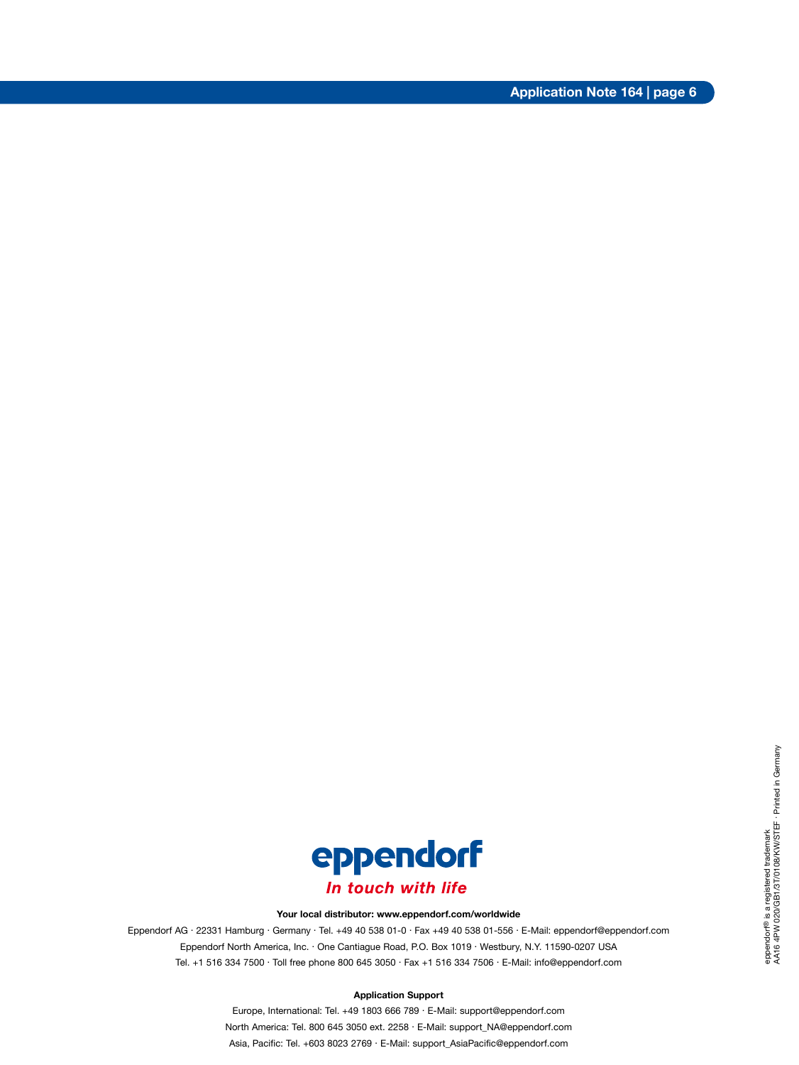eppendorf

*In touch with life*

**Your local distributor: www.eppendorf.com/worldwide**

Eppendorf AG · 22331 Hamburg · Germany · Tel. +49 40 538 01-0 · Fax +49 40 538 01-556 · E-Mail: eppendorf@eppendorf.com

Eppendorf North America, Inc. · One Cantiague Road, P.O. Box 1019 · Westbury, N.Y. 11590-0207 USA

Tel. +1 516 334 7500 · Toll free phone 800 645 3050 · Fax +1 516 334 7506 · E-Mail: info@eppendorf.com

**Application Support**

Europe, International: Tel. +49 1803 666 789 · E-Mail: support@eppendorf.com

North America: Tel. 800 645 3050 ext. 2258 · E-Mail: support_NA@eppendorf.com

Asia, Pacific: Tel. +603 8023 2769 · E-Mail: support_AsiaPacific@eppendorf.com

eppendorf® is a registered trademark
AA16 4PW 020/GB1/3T/0108/KW/STEF · Printed in Germany